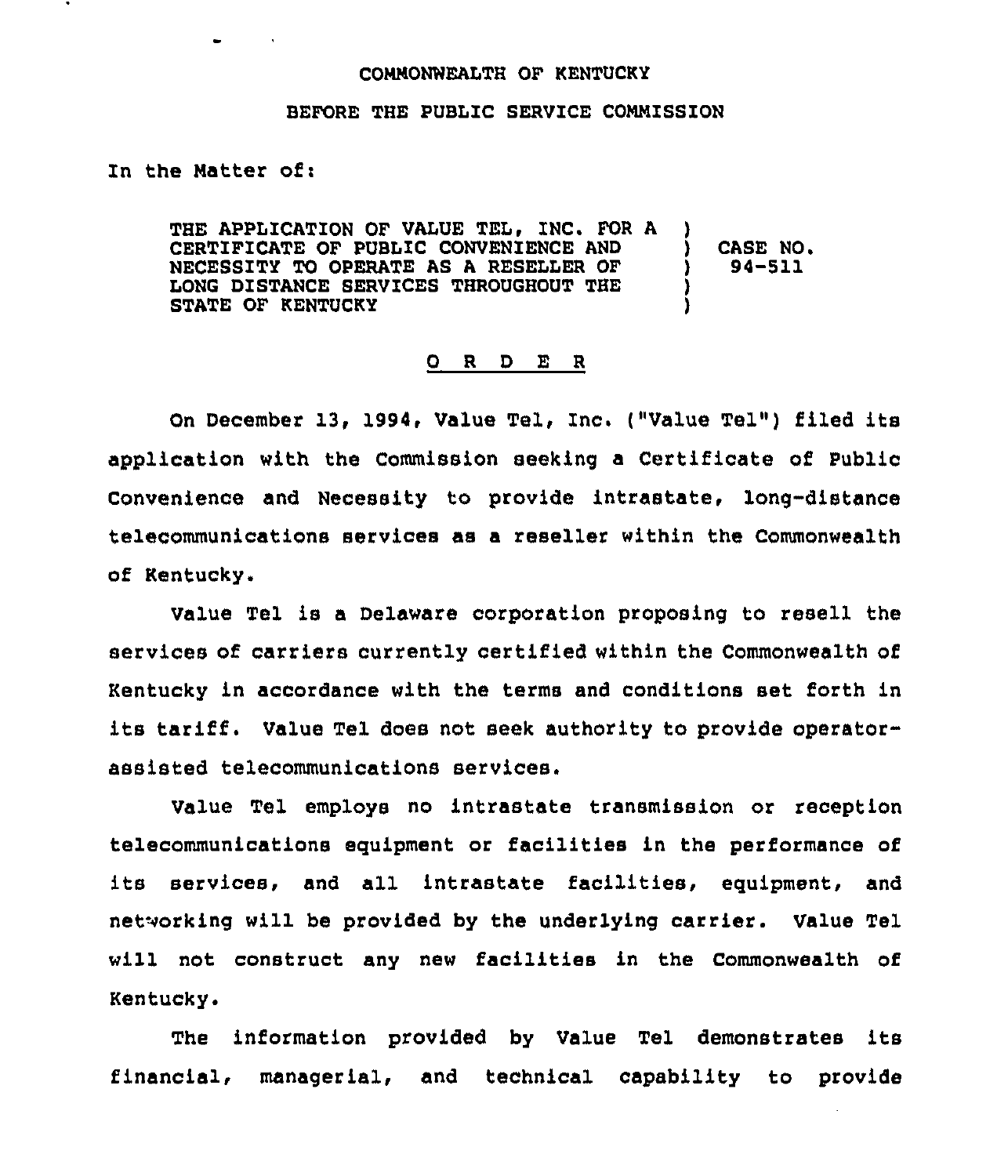COMMONWEALTH OF KENTUCKY

BEFORE THE PUBLIC SERVICE COMMISSION

In the Matter of:

| | | |
|---|---|---|
| THE APPLICATION OF VALUE TEL, INC. FOR A CERTIFICATE OF PUBLIC CONVENIENCE AND NECESSITY TO OPERATE AS A RESELLER OF LONG DISTANCE SERVICES THROUGHOUT THE STATE OF KENTUCKY | ) | CASE NO. 94-511 |

## O R D E R

On December 13, 1994, Value Tel, Inc. ("Value Tel") filed its application with the Commission seeking a Certificate of Public Convenience and Necessity to provide intrastate, long-distance telecommunications services as a reseller within the Commonwealth of Kentucky.

Value Tel is a Delaware corporation proposing to resell the services of carriers currently certified within the Commonwealth of Kentucky in accordance with the terms and conditions set forth in its tariff. Value Tel does not seek authority to provide operator-assisted telecommunications services.

Value Tel employs no intrastate transmission or reception telecommunications equipment or facilities in the performance of its services, and all intrastate facilities, equipment, and networking will be provided by the underlying carrier. Value Tel will not construct any new facilities in the Commonwealth of Kentucky.

The information provided by Value Tel demonstrates its financial, managerial, and technical capability to provide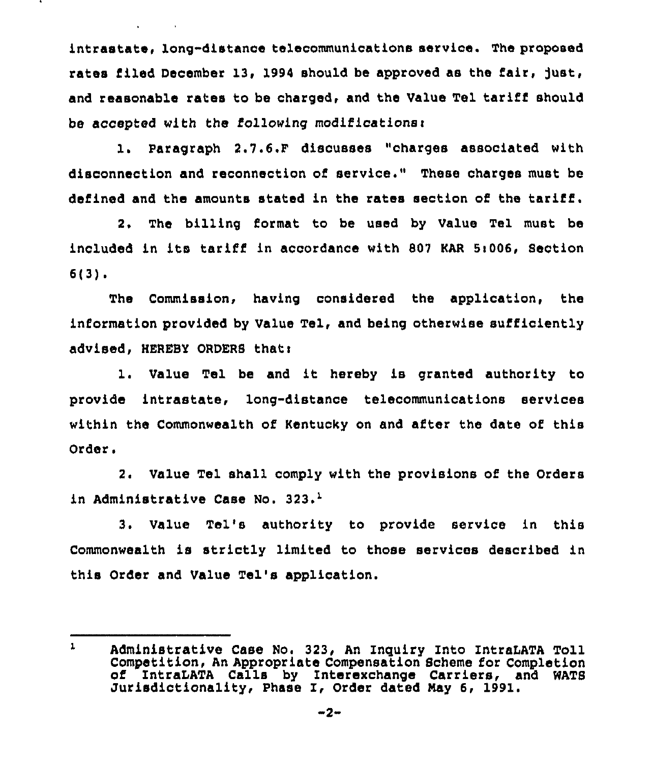intrastate, long-distance telecommunications service. The proposed rates filed December 13, 1994 should be approved as the fair, just, and reasonable rates to be charged, and the Value Tel tariff should be accepted with the following modifications:

1. Paragraph 2.7.6.F discusses "charges associated with disconnection and reconnection of service." These charges must be defined and the amounts stated in the rates section of the tariff.

2. The billing format to be used by Value Tel must be included in its tariff in accordance with 807 KAR 5:006, Section 6(3).

The Commission, having considered the application, the information provided by Value Tel, and being otherwise sufficiently advised, HEREBY ORDERS that:

1. Value Tel be and it hereby is granted authority to provide intrastate, long-distance telecommunications services within the Commonwealth of Kentucky on and after the date of this Order.

2. Value Tel shall comply with the provisions of the Orders in Administrative Case No. 323.[1]

3. Value Tel's authority to provide service in this Commonwealth is strictly limited to those services described in this Order and Value Tel's application.

---

[1] Administrative Case No. 323, An Inquiry Into IntraLATA Toll Competition, An Appropriate Compensation Scheme for Completion of IntraLATA Calls by Interexchange Carriers, and WATS Jurisdictionality, Phase I, Order dated May 6, 1991.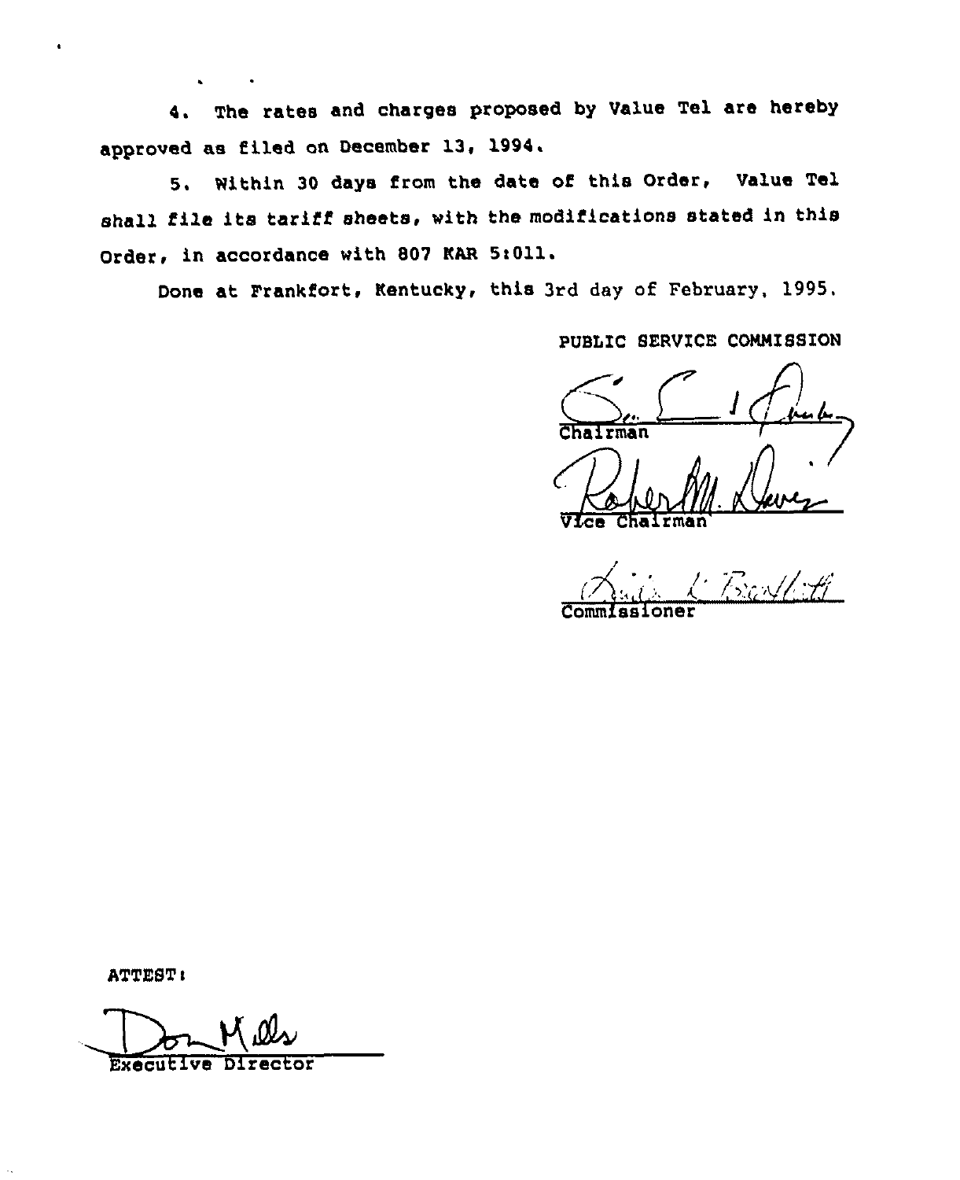4. The rates and charges proposed by Value Tel are hereby approved as filed on December 13, 1994.

5. Within 30 days from the date of this Order, Value Tel shall file its tariff sheets, with the modifications stated in this Order, in accordance with 807 KAR 5:011.

Done at Frankfort, Kentucky, this 3rd day of February, 1995.

PUBLIC SERVICE COMMISSION

Chairman

Vice Chairman

Commissioner

ATTEST:

Executive Director